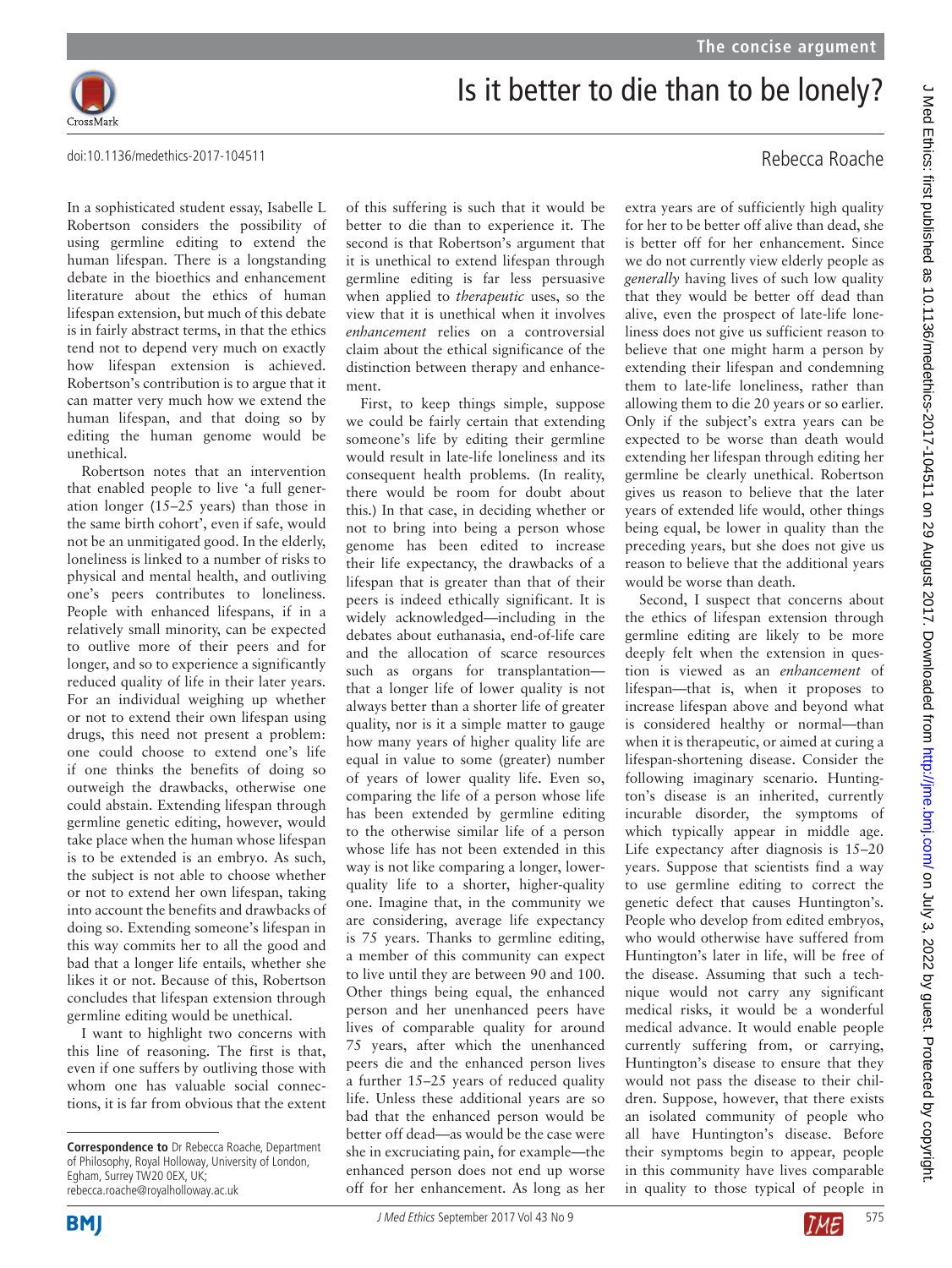# Is it better to die than to be lonely?

Rebecca Roache

doi:10.1136/medethics-2017-104511

In a sophisticated student essay, Isabelle L Robertson considers the possibility of using germline editing to extend the human lifespan. There is a longstanding debate in the bioethics and enhancement literature about the ethics of human lifespan extension, but much of this debate is in fairly abstract terms, in that the ethics tend not to depend very much on exactly how lifespan extension is achieved. Robertson's contribution is to argue that it can matter very much how we extend the human lifespan, and that doing so by editing the human genome would be unethical.

Robertson notes that an intervention that enabled people to live 'a full generation longer (15–25 years) than those in the same birth cohort', even if safe, would not be an unmitigated good. In the elderly, loneliness is linked to a number of risks to physical and mental health, and outliving one's peers contributes to loneliness. People with enhanced lifespans, if in a relatively small minority, can be expected to outlive more of their peers and for longer, and so to experience a significantly reduced quality of life in their later years. For an individual weighing up whether or not to extend their own lifespan using drugs, this need not present a problem: one could choose to extend one's life if one thinks the benefits of doing so outweigh the drawbacks, otherwise one could abstain. Extending lifespan through germline genetic editing, however, would take place when the human whose lifespan is to be extended is an embryo. As such, the subject is not able to choose whether or not to extend her own lifespan, taking into account the benefits and drawbacks of doing so. Extending someone's lifespan in this way commits her to all the good and bad that a longer life entails, whether she likes it or not. Because of this, Robertson concludes that lifespan extension through germline editing would be unethical.

I want to highlight two concerns with this line of reasoning. The first is that, even if one suffers by outliving those with whom one has valuable social connections, it is far from obvious that the extent of this suffering is such that it would be better to die than to experience it. The second is that Robertson's argument that it is unethical to extend lifespan through germline editing is far less persuasive when applied to *therapeutic* uses, so the view that it is unethical when it involves *enhancement* relies on a controversial claim about the ethical significance of the distinction between therapy and enhancement.

First, to keep things simple, suppose we could be fairly certain that extending someone's life by editing their germline would result in late-life loneliness and its consequent health problems. (In reality, there would be room for doubt about this.) In that case, in deciding whether or not to bring into being a person whose genome has been edited to increase their life expectancy, the drawbacks of a lifespan that is greater than that of their peers is indeed ethically significant. It is widely acknowledged—including in the debates about euthanasia, end-of-life care and the allocation of scarce resources such as organs for transplantation—that a longer life of lower quality is not always better than a shorter life of greater quality, nor is it a simple matter to gauge how many years of higher quality life are equal in value to some (greater) number of years of lower quality life. Even so, comparing the life of a person whose life has been extended by germline editing to the otherwise similar life of a person whose life has not been extended in this way is not like comparing a longer, lower-quality life to a shorter, higher-quality one. Imagine that, in the community we are considering, average life expectancy is 75 years. Thanks to germline editing, a member of this community can expect to live until they are between 90 and 100. Other things being equal, the enhanced person and her unenhanced peers have lives of comparable quality for around 75 years, after which the unenhanced peers die and the enhanced person lives a further 15–25 years of reduced quality life. Unless these additional years are so bad that the enhanced person would be better off dead—as would be the case were she in excruciating pain, for example—the enhanced person does not end up worse off for her enhancement. As long as her extra years are of sufficiently high quality for her to be better off alive than dead, she is better off for her enhancement. Since we do not currently view elderly people as *generally* having lives of such low quality that they would be better off dead than alive, even the prospect of late-life loneliness does not give us sufficient reason to believe that one might harm a person by extending their lifespan and condemning them to late-life loneliness, rather than allowing them to die 20 years or so earlier. Only if the subject's extra years can be expected to be worse than death would extending her lifespan through editing her germline be clearly unethical. Robertson gives us reason to believe that the later years of extended life would, other things being equal, be lower in quality than the preceding years, but she does not give us reason to believe that the additional years would be worse than death.

Second, I suspect that concerns about the ethics of lifespan extension through germline editing are likely to be more deeply felt when the extension in question is viewed as an *enhancement* of lifespan—that is, when it proposes to increase lifespan above and beyond what is considered healthy or normal—than when it is therapeutic, or aimed at curing a lifespan-shortening disease. Consider the following imaginary scenario. Huntington's disease is an inherited, currently incurable disorder, the symptoms of which typically appear in middle age. Life expectancy after diagnosis is 15–20 years. Suppose that scientists find a way to use germline editing to correct the genetic defect that causes Huntington's. People who develop from edited embryos, who would otherwise have suffered from Huntington's later in life, will be free of the disease. Assuming that such a technique would not carry any significant medical risks, it would be a wonderful medical advance. It would enable people currently suffering from, or carrying, Huntington's disease to ensure that they would not pass the disease to their children. Suppose, however, that there exists an isolated community of people who all have Huntington's disease. Before their symptoms begin to appear, people in this community have lives comparable in quality to those typical of people in

**Correspondence to** Dr Rebecca Roache, Department of Philosophy, Royal Holloway, University of London, Egham, Surrey TW20 0EX, UK; rebecca.roache@royalholloway.ac.uk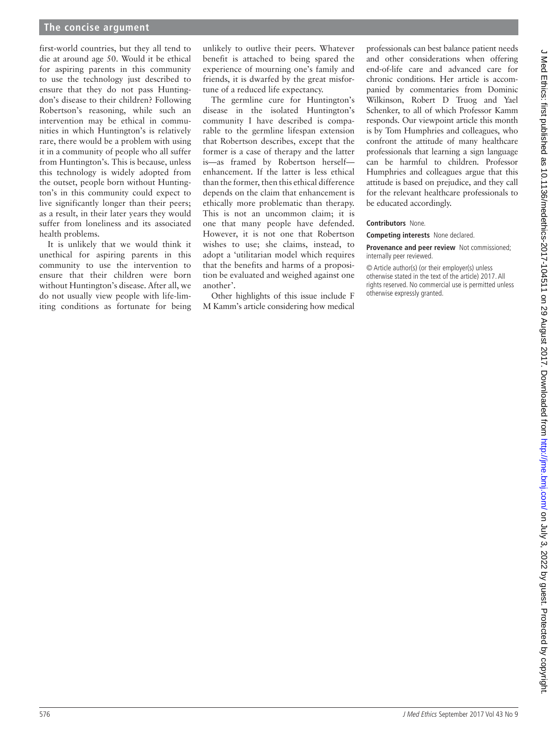first-world countries, but they all tend to die at around age 50. Would it be ethical for aspiring parents in this community to use the technology just described to ensure that they do not pass Huntingdon's disease to their children? Following Robertson's reasoning, while such an intervention may be ethical in communities in which Huntington's is relatively rare, there would be a problem with using it in a community of people who all suffer from Huntington's. This is because, unless this technology is widely adopted from the outset, people born without Huntington's in this community could expect to live significantly longer than their peers; as a result, in their later years they would suffer from loneliness and its associated health problems.

It is unlikely that we would think it unethical for aspiring parents in this community to use the intervention to ensure that their children were born without Huntington's disease. After all, we do not usually view people with life-limiting conditions as fortunate for being unlikely to outlive their peers. Whatever benefit is attached to being spared the experience of mourning one's family and friends, it is dwarfed by the great misfortune of a reduced life expectancy.

The germline cure for Huntington's disease in the isolated Huntington's community I have described is comparable to the germline lifespan extension that Robertson describes, except that the former is a case of therapy and the latter is—as framed by Robertson herself—enhancement. If the latter is less ethical than the former, then this ethical difference depends on the claim that enhancement is ethically more problematic than therapy. This is not an uncommon claim; it is one that many people have defended. However, it is not one that Robertson wishes to use; she claims, instead, to adopt a 'utilitarian model which requires that the benefits and harms of a proposition be evaluated and weighed against one another'.

Other highlights of this issue include F M Kamm's article considering how medical professionals can best balance patient needs and other considerations when offering end-of-life care and advanced care for chronic conditions. Her article is accompanied by commentaries from Dominic Wilkinson, Robert D Truog and Yael Schenker, to all of which Professor Kamm responds. Our viewpoint article this month is by Tom Humphries and colleagues, who confront the attitude of many healthcare professionals that learning a sign language can be harmful to children. Professor Humphries and colleagues argue that this attitude is based on prejudice, and they call for the relevant healthcare professionals to be educated accordingly.

**Contributors** None.

**Competing interests** None declared.

**Provenance and peer review** Not commissioned; internally peer reviewed.

© Article author(s) (or their employer(s) unless otherwise stated in the text of the article) 2017. All rights reserved. No commercial use is permitted unless otherwise expressly granted.